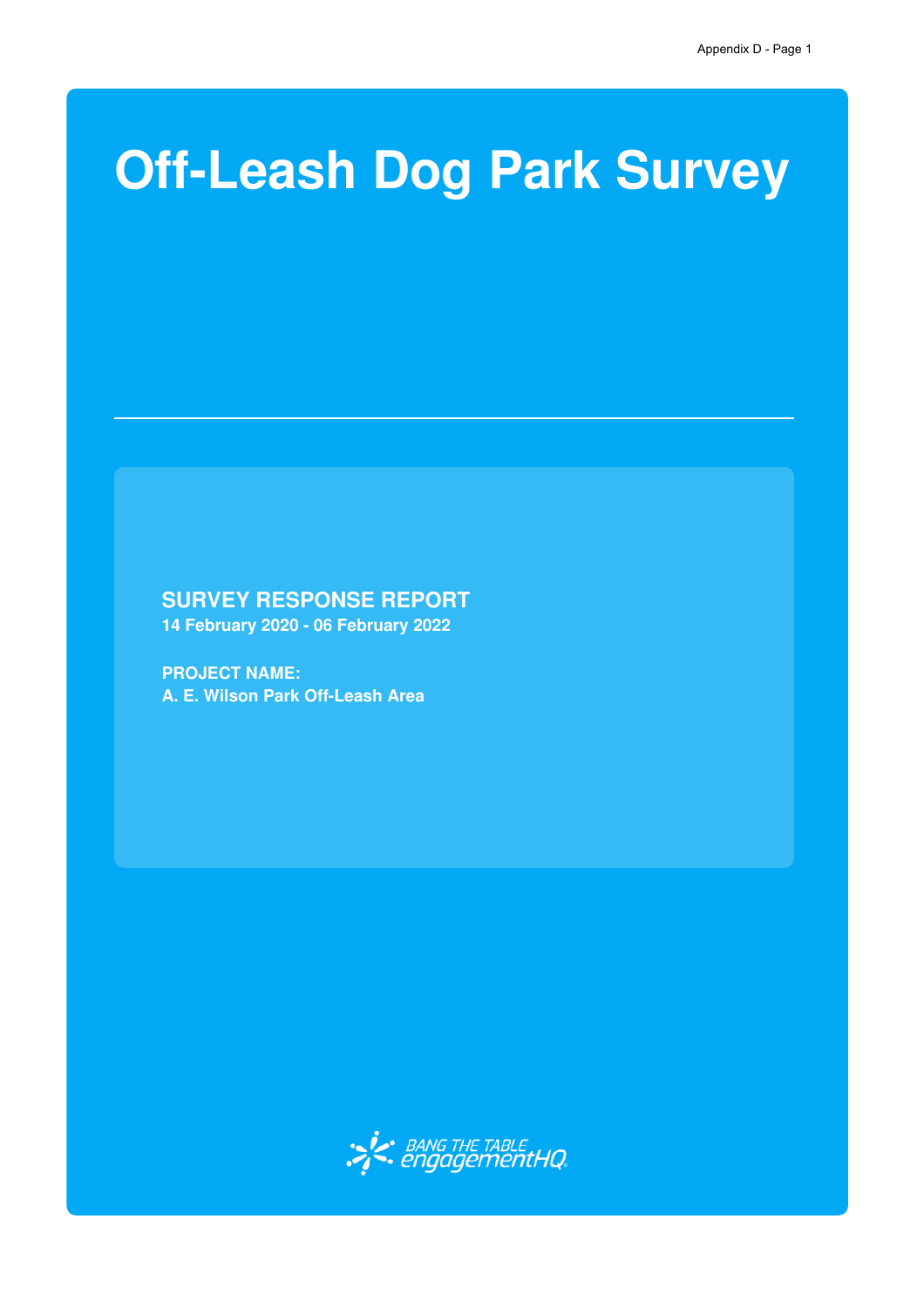# Off-Leash Dog Park Survey

**SURVEY RESPONSE REPORT**
**14 February 2020 - 06 February 2022**

**PROJECT NAME:**
**A. E. Wilson Park Off-Leash Area**

BANG THE TABLE engagementHQ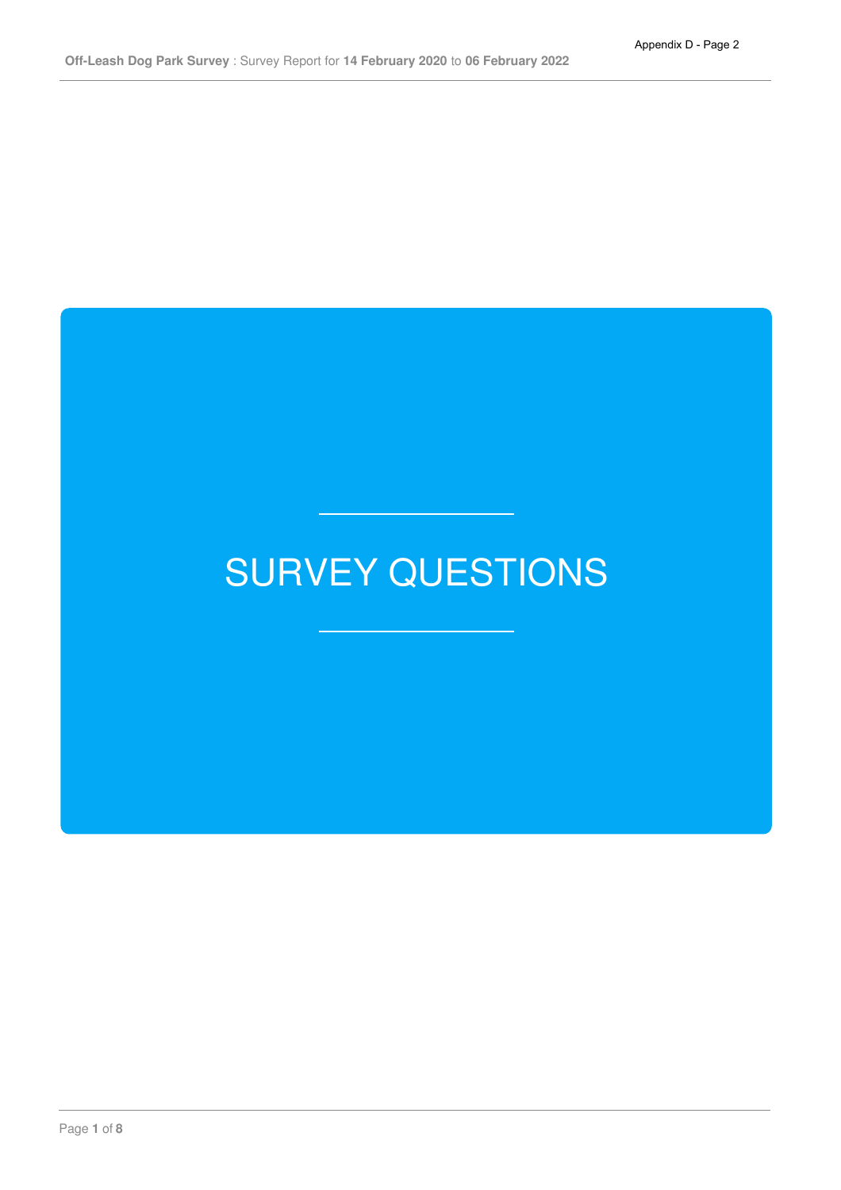# SURVEY QUESTIONS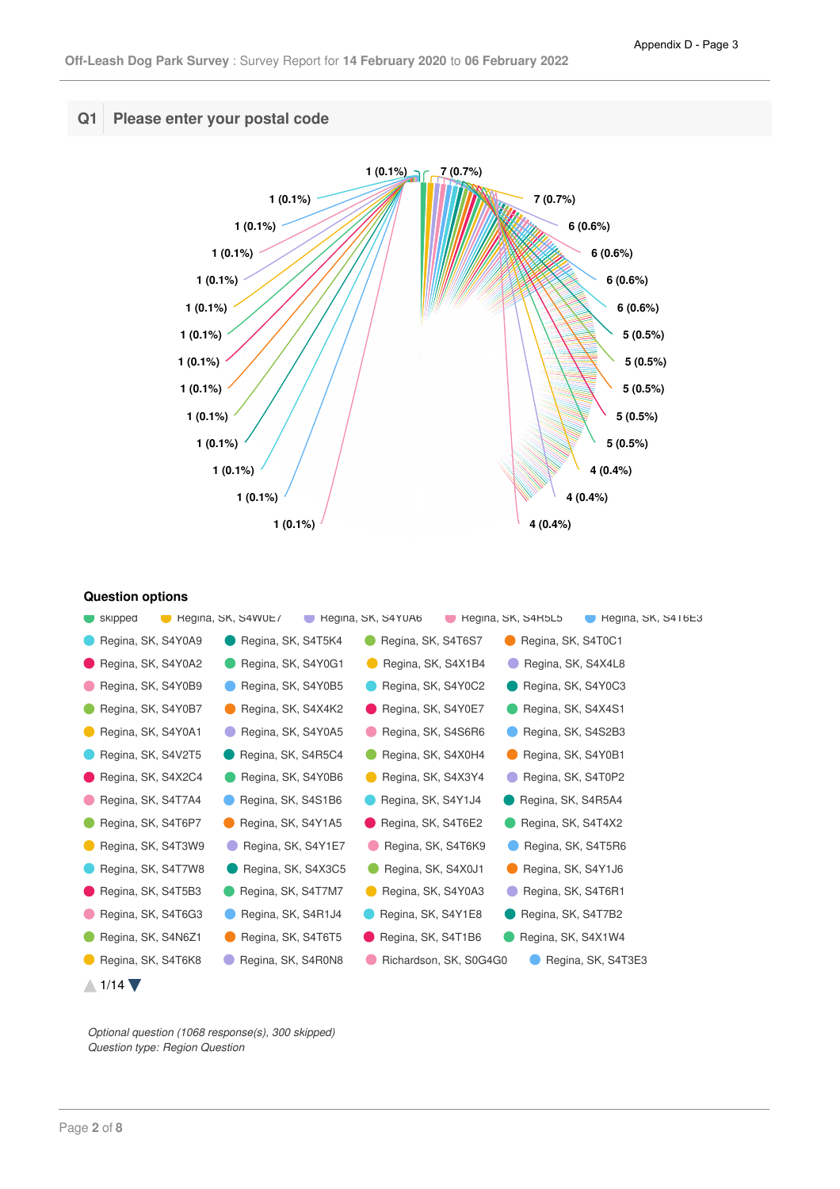## Q1 Please enter your postal code

1 (0.1%)
7 (0.7%)
1 (0.1%)
7 (0.7%)
1 (0.1%)
6 (0.6%)
1 (0.1%)
6 (0.6%)
1 (0.1%)
6 (0.6%)
1 (0.1%)
6 (0.6%)
1 (0.1%)
5 (0.5%)
1 (0.1%)
5 (0.5%)
1 (0.1%)
5 (0.5%)
1 (0.1%)
5 (0.5%)
1 (0.1%)
5 (0.5%)
1 (0.1%)
4 (0.4%)
1 (0.1%)
4 (0.4%)
1 (0.1%)
4 (0.4%)

### Question options

| | | | | |
|---|---|---|---|---|
| skipped | Regina, SK, S4W0E7 | Regina, SK, S4Y0A6 | Regina, SK, S4R5L5 | Regina, SK, S4T6E3 |
| Regina, SK, S4Y0A9 | Regina, SK, S4T5K4 | Regina, SK, S4T6S7 | Regina, SK, S4T0C1 | |
| Regina, SK, S4Y0A2 | Regina, SK, S4Y0G1 | Regina, SK, S4X1B4 | Regina, SK, S4X4L8 | |
| Regina, SK, S4Y0B9 | Regina, SK, S4Y0B5 | Regina, SK, S4Y0C2 | Regina, SK, S4Y0C3 | |
| Regina, SK, S4Y0B7 | Regina, SK, S4X4K2 | Regina, SK, S4Y0E7 | Regina, SK, S4X4S1 | |
| Regina, SK, S4Y0A1 | Regina, SK, S4Y0A5 | Regina, SK, S4S6R6 | Regina, SK, S4S2B3 | |
| Regina, SK, S4V2T5 | Regina, SK, S4R5C4 | Regina, SK, S4X0H4 | Regina, SK, S4Y0B1 | |
| Regina, SK, S4X2C4 | Regina, SK, S4Y0B6 | Regina, SK, S4X3Y4 | Regina, SK, S4T0P2 | |
| Regina, SK, S4T7A4 | Regina, SK, S4S1B6 | Regina, SK, S4Y1J4 | Regina, SK, S4R5A4 | |
| Regina, SK, S4T6P7 | Regina, SK, S4Y1A5 | Regina, SK, S4T6E2 | Regina, SK, S4T4X2 | |
| Regina, SK, S4T3W9 | Regina, SK, S4Y1E7 | Regina, SK, S4T6K9 | Regina, SK, S4T5R6 | |
| Regina, SK, S4T7W8 | Regina, SK, S4X3C5 | Regina, SK, S4X0J1 | Regina, SK, S4Y1J6 | |
| Regina, SK, S4T5B3 | Regina, SK, S4T7M7 | Regina, SK, S4Y0A3 | Regina, SK, S4T6R1 | |
| Regina, SK, S4T6G3 | Regina, SK, S4R1J4 | Regina, SK, S4Y1E8 | Regina, SK, S4T7B2 | |
| Regina, SK, S4N6Z1 | Regina, SK, S4T6T5 | Regina, SK, S4T1B6 | Regina, SK, S4X1W4 | |
| Regina, SK, S4T6K8 | Regina, SK, S4R0N8 | Richardson, SK, S0G4G0 | Regina, SK, S4T3E3 | |

1/14

*Optional question (1068 response(s), 300 skipped)*
*Question type: Region Question*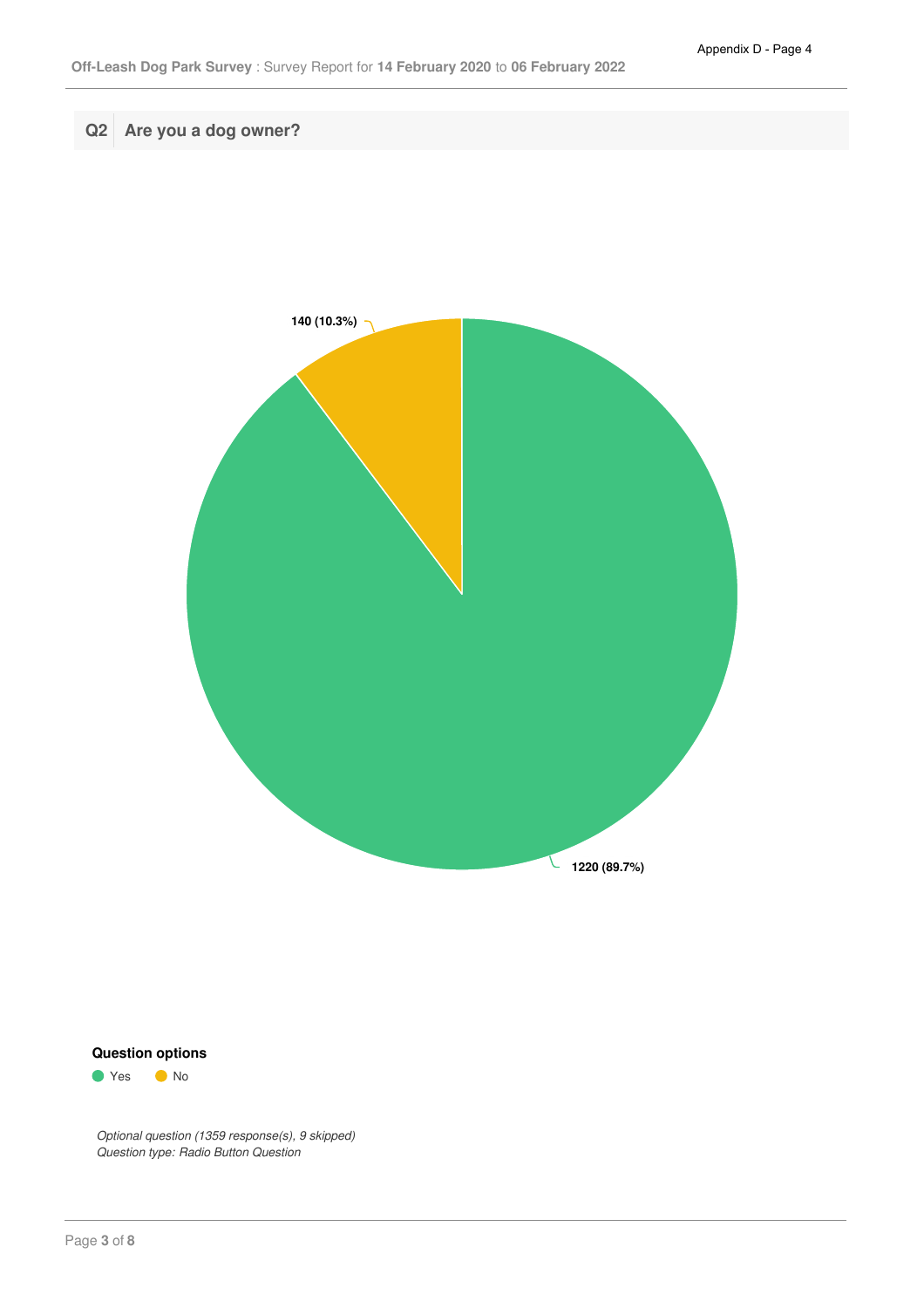## Q2 Are you a dog owner?

140 (10.3%)

1220 (89.7%)

**Question options**

- Yes
- No

*Optional question (1359 response(s), 9 skipped)*
*Question type: Radio Button Question*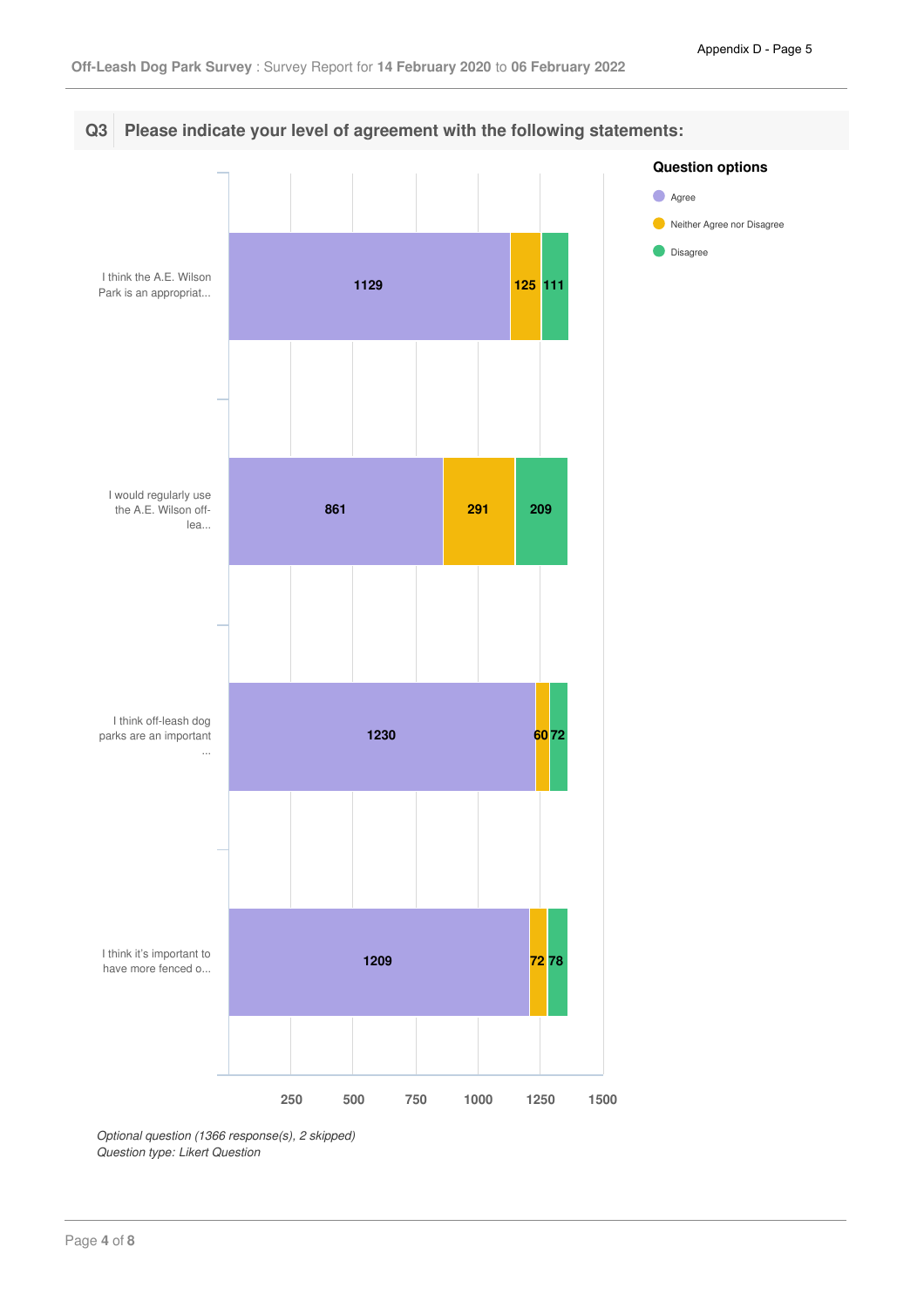## Q3 Please indicate your level of agreement with the following statements:

**Question options**

- Agree
- Neither Agree nor Disagree
- Disagree

| Statement | Agree | Neither Agree nor Disagree | Disagree |
|---|---|---|---|
| I think the A.E. Wilson Park is an appropriat... | 1129 | 125 | 111 |
| I would regularly use the A.E. Wilson off-lea... | 861 | 291 | 209 |
| I think off-leash dog parks are an important ... | 1230 | 60 | 72 |
| I think it's important to have more fenced o... | 1209 | 72 | 78 |

*Optional question (1366 response(s), 2 skipped)*
*Question type: Likert Question*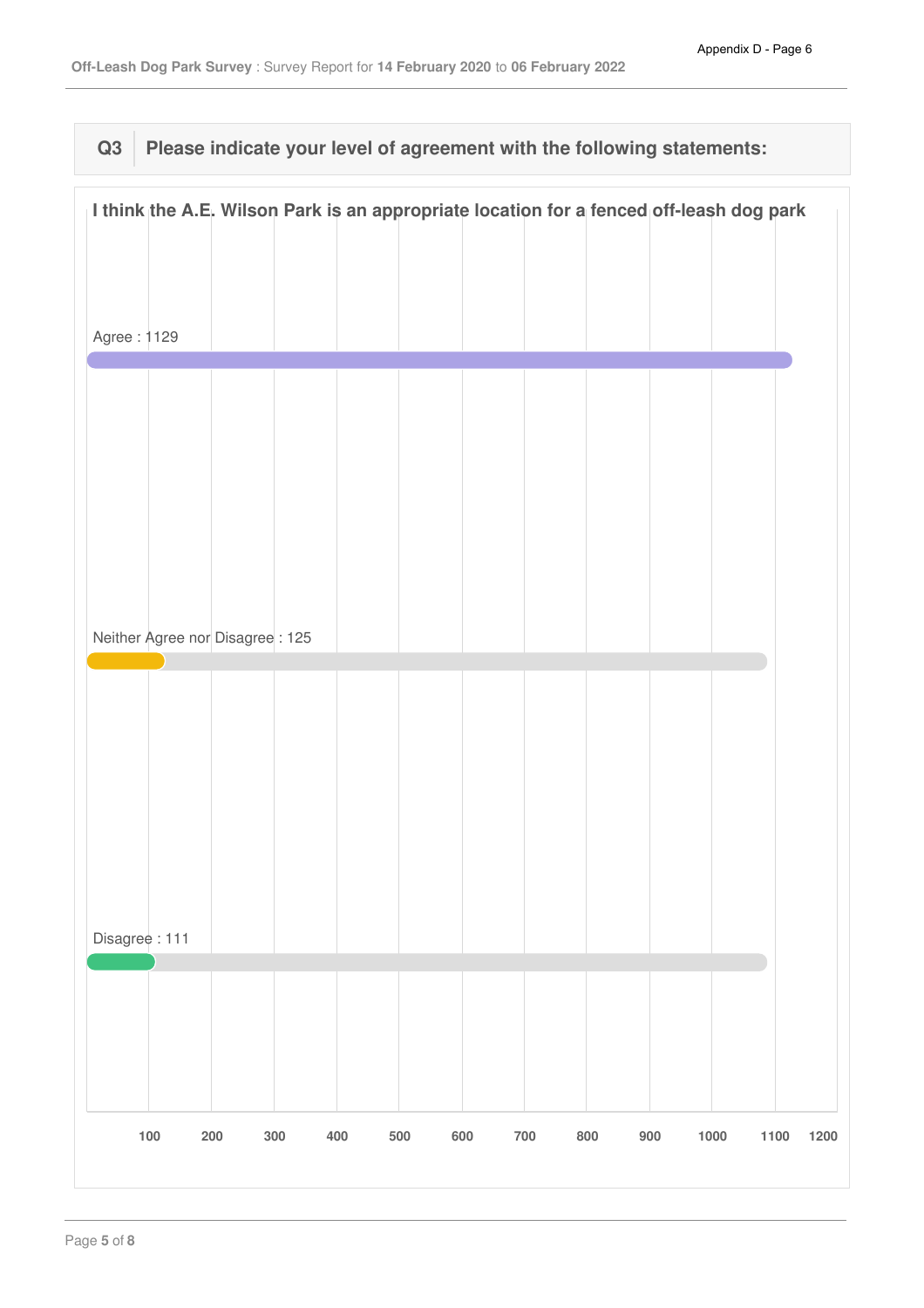## Q3 Please indicate your level of agreement with the following statements:

**I think the A.E. Wilson Park is an appropriate location for a fenced off-leash dog park**

Agree : 1129

Neither Agree nor Disagree : 125

Disagree : 111

100 200 300 400 500 600 700 800 900 1000 1100 1200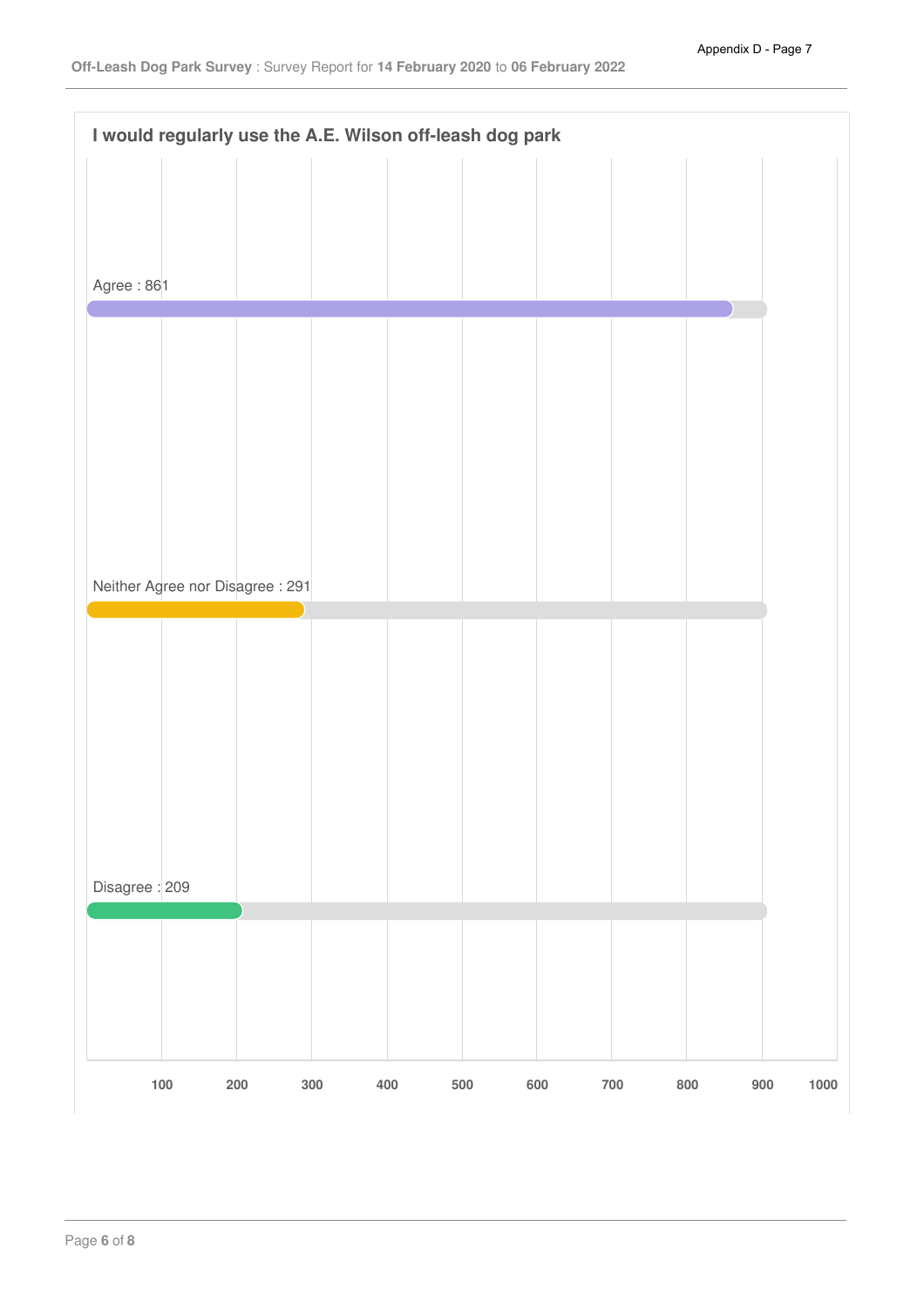### I would regularly use the A.E. Wilson off-leash dog park

Agree : 861

Neither Agree nor Disagree : 291

Disagree : 209

100 200 300 400 500 600 700 800 900 1000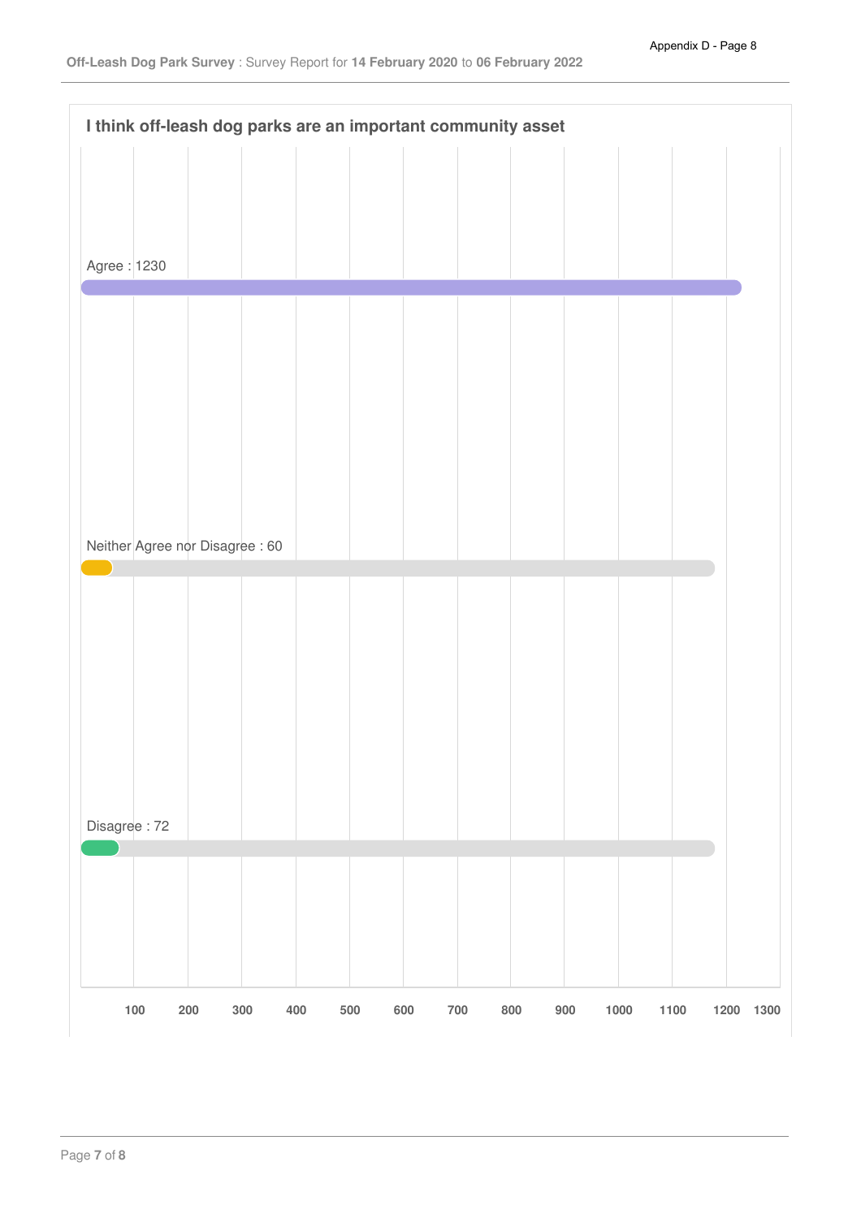**I think off-leash dog parks are an important community asset**

Agree : 1230

Neither Agree nor Disagree : 60

Disagree : 72

100 200 300 400 500 600 700 800 900 1000 1100 1200 1300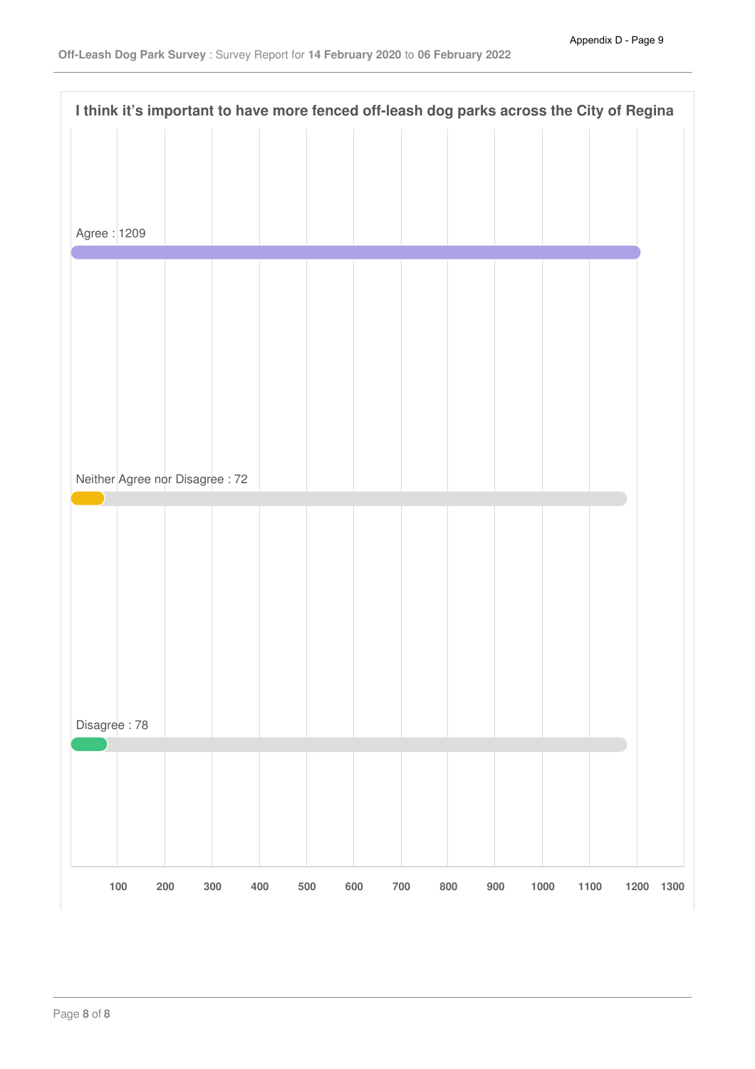## I think it's important to have more fenced off-leash dog parks across the City of Regina

Agree : 1209

Neither Agree nor Disagree : 72

Disagree : 78

100 200 300 400 500 600 700 800 900 1000 1100 1200 1300